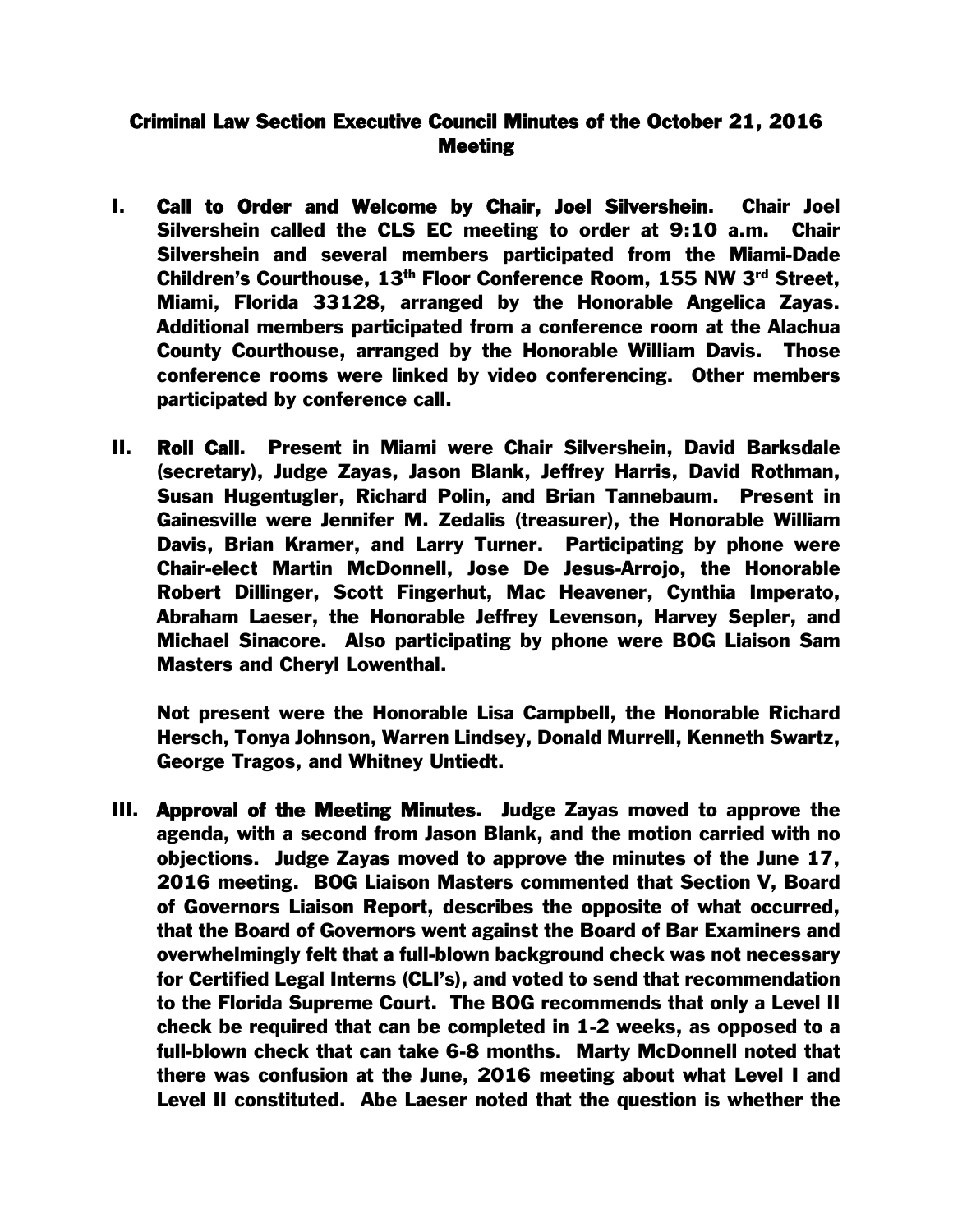# Criminal Law Section Executive Council Minutes of the October 21, 2016 Meeting

**I. Call to Order and Welcome by Chair, Joel Silvershein.** Chair Joel Silvershein called the CLS EC meeting to order at 9:10 a.m. Chair Silvershein and several members participated from the Miami-Dade Children's Courthouse, 13th Floor Conference Room, 155 NW 3rd Street, Miami, Florida 33128, arranged by the Honorable Angelica Zayas. Additional members participated from a conference room at the Alachua County Courthouse, arranged by the Honorable William Davis. Those conference rooms were linked by video conferencing. Other members participated by conference call.

**II. Roll Call.** Present in Miami were Chair Silvershein, David Barksdale (secretary), Judge Zayas, Jason Blank, Jeffrey Harris, David Rothman, Susan Hugentugler, Richard Polin, and Brian Tannebaum. Present in Gainesville were Jennifer M. Zedalis (treasurer), the Honorable William Davis, Brian Kramer, and Larry Turner. Participating by phone were Chair-elect Martin McDonnell, Jose De Jesus-Arrojo, the Honorable Robert Dillinger, Scott Fingerhut, Mac Heavener, Cynthia Imperato, Abraham Laeser, the Honorable Jeffrey Levenson, Harvey Sepler, and Michael Sinacore. Also participating by phone were BOG Liaison Sam Masters and Cheryl Lowenthal.

Not present were the Honorable Lisa Campbell, the Honorable Richard Hersch, Tonya Johnson, Warren Lindsey, Donald Murrell, Kenneth Swartz, George Tragos, and Whitney Untiedt.

**III. Approval of the Meeting Minutes.** Judge Zayas moved to approve the agenda, with a second from Jason Blank, and the motion carried with no objections. Judge Zayas moved to approve the minutes of the June 17, 2016 meeting. BOG Liaison Masters commented that Section V, Board of Governors Liaison Report, describes the opposite of what occurred, that the Board of Governors went against the Board of Bar Examiners and overwhelmingly felt that a full-blown background check was not necessary for Certified Legal Interns (CLI's), and voted to send that recommendation to the Florida Supreme Court. The BOG recommends that only a Level II check be required that can be completed in 1-2 weeks, as opposed to a full-blown check that can take 6-8 months. Marty McDonnell noted that there was confusion at the June, 2016 meeting about what Level I and Level II constituted. Abe Laeser noted that the question is whether the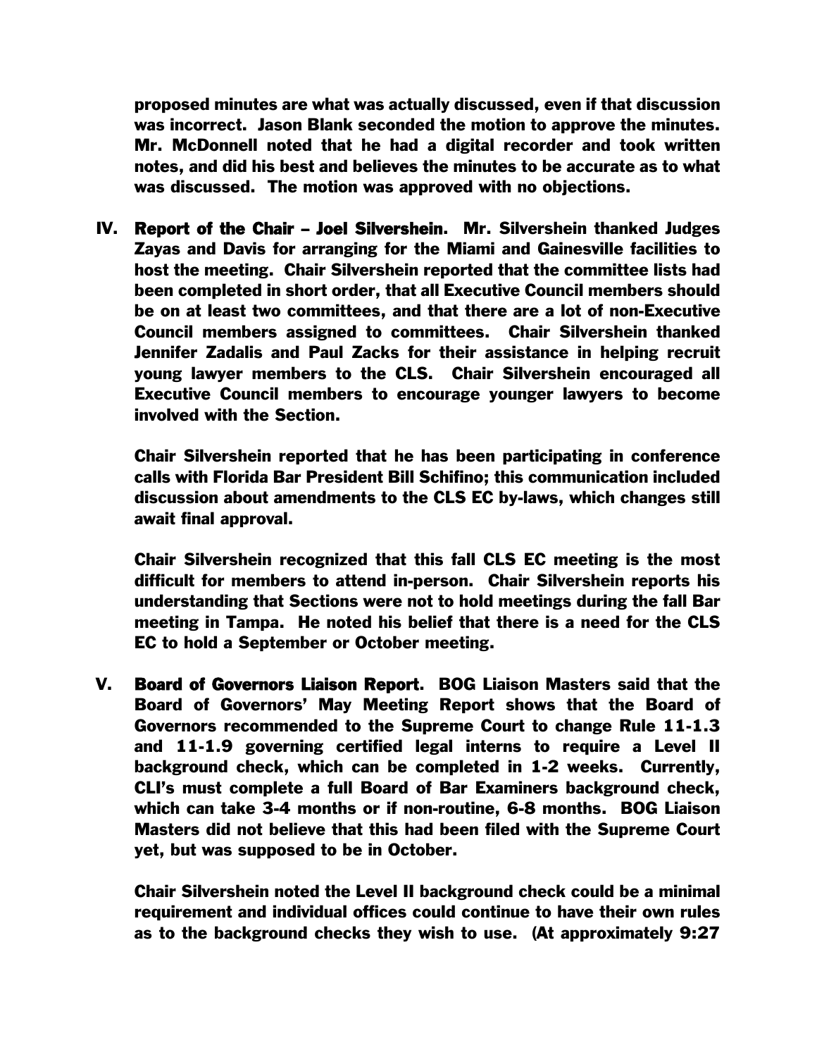proposed minutes are what was actually discussed, even if that discussion was incorrect. Jason Blank seconded the motion to approve the minutes. Mr. McDonnell noted that he had a digital recorder and took written notes, and did his best and believes the minutes to be accurate as to what was discussed. The motion was approved with no objections.

IV. **Report of the Chair – Joel Silvershein.** Mr. Silvershein thanked Judges Zayas and Davis for arranging for the Miami and Gainesville facilities to host the meeting. Chair Silvershein reported that the committee lists had been completed in short order, that all Executive Council members should be on at least two committees, and that there are a lot of non-Executive Council members assigned to committees. Chair Silvershein thanked Jennifer Zadalis and Paul Zacks for their assistance in helping recruit young lawyer members to the CLS. Chair Silvershein encouraged all Executive Council members to encourage younger lawyers to become involved with the Section.

Chair Silvershein reported that he has been participating in conference calls with Florida Bar President Bill Schifino; this communication included discussion about amendments to the CLS EC by-laws, which changes still await final approval.

Chair Silvershein recognized that this fall CLS EC meeting is the most difficult for members to attend in-person. Chair Silvershein reports his understanding that Sections were not to hold meetings during the fall Bar meeting in Tampa. He noted his belief that there is a need for the CLS EC to hold a September or October meeting.

V. **Board of Governors Liaison Report.** BOG Liaison Masters said that the Board of Governors' May Meeting Report shows that the Board of Governors recommended to the Supreme Court to change Rule 11-1.3 and 11-1.9 governing certified legal interns to require a Level II background check, which can be completed in 1-2 weeks. Currently, CLI's must complete a full Board of Bar Examiners background check, which can take 3-4 months or if non-routine, 6-8 months. BOG Liaison Masters did not believe that this had been filed with the Supreme Court yet, but was supposed to be in October.

Chair Silvershein noted the Level II background check could be a minimal requirement and individual offices could continue to have their own rules as to the background checks they wish to use. (At approximately 9:27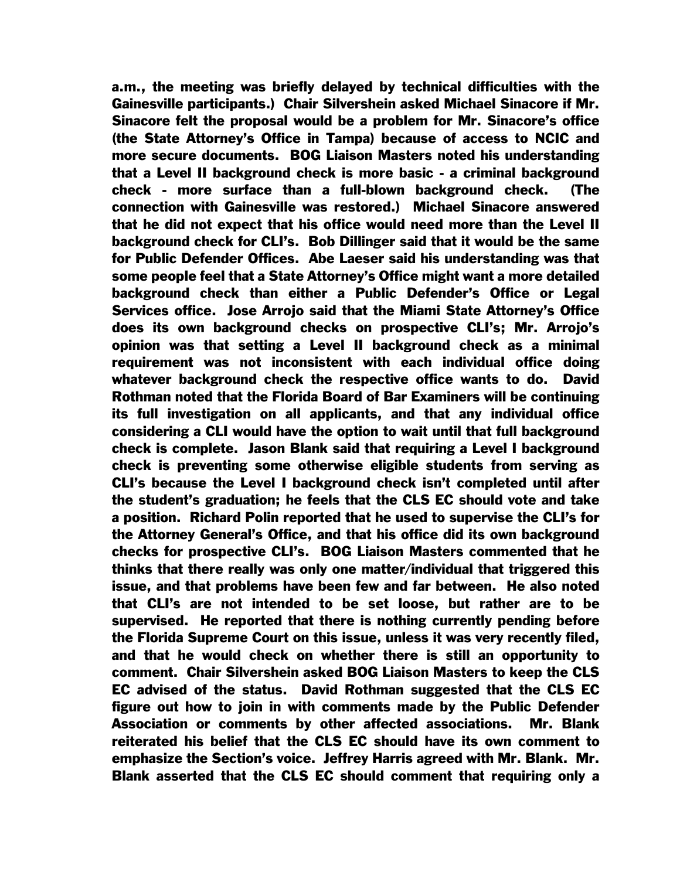a.m., the meeting was briefly delayed by technical difficulties with the Gainesville participants.) Chair Silvershein asked Michael Sinacore if Mr. Sinacore felt the proposal would be a problem for Mr. Sinacore's office (the State Attorney's Office in Tampa) because of access to NCIC and more secure documents. BOG Liaison Masters noted his understanding that a Level II background check is more basic - a criminal background check - more surface than a full-blown background check. (The connection with Gainesville was restored.) Michael Sinacore answered that he did not expect that his office would need more than the Level II background check for CLI's. Bob Dillinger said that it would be the same for Public Defender Offices. Abe Laeser said his understanding was that some people feel that a State Attorney's Office might want a more detailed background check than either a Public Defender's Office or Legal Services office. Jose Arrojo said that the Miami State Attorney's Office does its own background checks on prospective CLI's; Mr. Arrojo's opinion was that setting a Level II background check as a minimal requirement was not inconsistent with each individual office doing whatever background check the respective office wants to do. David Rothman noted that the Florida Board of Bar Examiners will be continuing its full investigation on all applicants, and that any individual office considering a CLI would have the option to wait until that full background check is complete. Jason Blank said that requiring a Level I background check is preventing some otherwise eligible students from serving as CLI's because the Level I background check isn't completed until after the student's graduation; he feels that the CLS EC should vote and take a position. Richard Polin reported that he used to supervise the CLI's for the Attorney General's Office, and that his office did its own background checks for prospective CLI's. BOG Liaison Masters commented that he thinks that there really was only one matter/individual that triggered this issue, and that problems have been few and far between. He also noted that CLI's are not intended to be set loose, but rather are to be supervised. He reported that there is nothing currently pending before the Florida Supreme Court on this issue, unless it was very recently filed, and that he would check on whether there is still an opportunity to comment. Chair Silvershein asked BOG Liaison Masters to keep the CLS EC advised of the status. David Rothman suggested that the CLS EC figure out how to join in with comments made by the Public Defender Association or comments by other affected associations. Mr. Blank reiterated his belief that the CLS EC should have its own comment to emphasize the Section's voice. Jeffrey Harris agreed with Mr. Blank. Mr. Blank asserted that the CLS EC should comment that requiring only a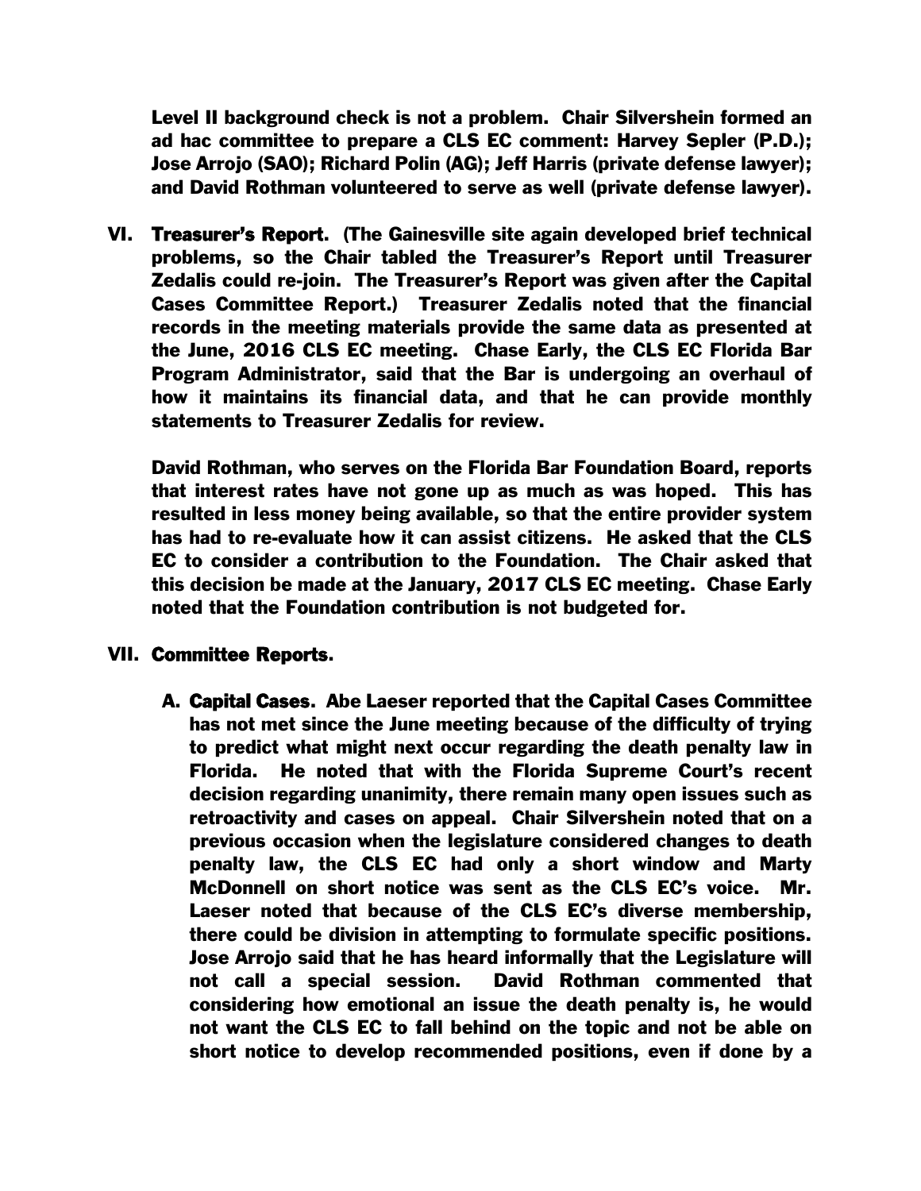**Level II background check is not a problem. Chair Silvershein formed an ad hac committee to prepare a CLS EC comment: Harvey Sepler (P.D.); Jose Arrojo (SAO); Richard Polin (AG); Jeff Harris (private defense lawyer); and David Rothman volunteered to serve as well (private defense lawyer).**

**VI. Treasurer's Report. (The Gainesville site again developed brief technical problems, so the Chair tabled the Treasurer's Report until Treasurer Zedalis could re-join. The Treasurer's Report was given after the Capital Cases Committee Report.) Treasurer Zedalis noted that the financial records in the meeting materials provide the same data as presented at the June, 2016 CLS EC meeting. Chase Early, the CLS EC Florida Bar Program Administrator, said that the Bar is undergoing an overhaul of how it maintains its financial data, and that he can provide monthly statements to Treasurer Zedalis for review.**

**David Rothman, who serves on the Florida Bar Foundation Board, reports that interest rates have not gone up as much as was hoped. This has resulted in less money being available, so that the entire provider system has had to re-evaluate how it can assist citizens. He asked that the CLS EC to consider a contribution to the Foundation. The Chair asked that this decision be made at the January, 2017 CLS EC meeting. Chase Early noted that the Foundation contribution is not budgeted for.**

**VII. Committee Reports.**

**A. Capital Cases. Abe Laeser reported that the Capital Cases Committee has not met since the June meeting because of the difficulty of trying to predict what might next occur regarding the death penalty law in Florida. He noted that with the Florida Supreme Court's recent decision regarding unanimity, there remain many open issues such as retroactivity and cases on appeal. Chair Silvershein noted that on a previous occasion when the legislature considered changes to death penalty law, the CLS EC had only a short window and Marty McDonnell on short notice was sent as the CLS EC's voice. Mr. Laeser noted that because of the CLS EC's diverse membership, there could be division in attempting to formulate specific positions. Jose Arrojo said that he has heard informally that the Legislature will not call a special session. David Rothman commented that considering how emotional an issue the death penalty is, he would not want the CLS EC to fall behind on the topic and not be able on short notice to develop recommended positions, even if done by a**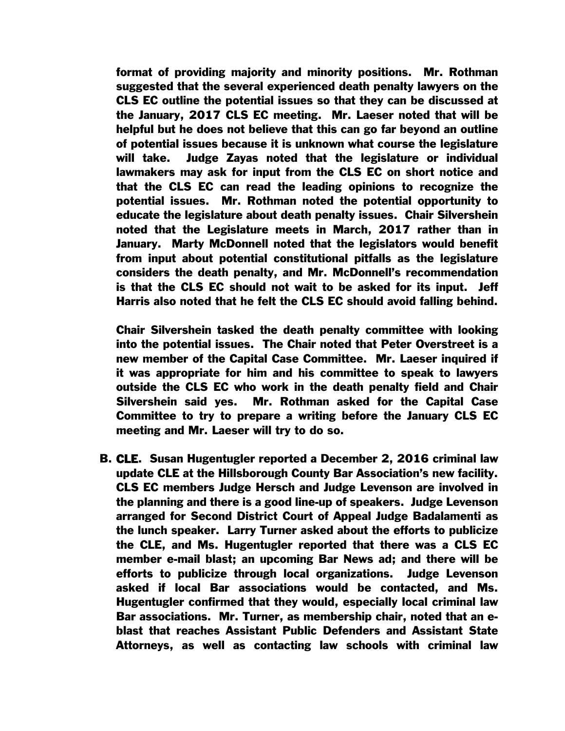format of providing majority and minority positions. Mr. Rothman suggested that the several experienced death penalty lawyers on the CLS EC outline the potential issues so that they can be discussed at the January, 2017 CLS EC meeting. Mr. Laeser noted that will be helpful but he does not believe that this can go far beyond an outline of potential issues because it is unknown what course the legislature will take. Judge Zayas noted that the legislature or individual lawmakers may ask for input from the CLS EC on short notice and that the CLS EC can read the leading opinions to recognize the potential issues. Mr. Rothman noted the potential opportunity to educate the legislature about death penalty issues. Chair Silvershein noted that the Legislature meets in March, 2017 rather than in January. Marty McDonnell noted that the legislators would benefit from input about potential constitutional pitfalls as the legislature considers the death penalty, and Mr. McDonnell's recommendation is that the CLS EC should not wait to be asked for its input. Jeff Harris also noted that he felt the CLS EC should avoid falling behind.

Chair Silvershein tasked the death penalty committee with looking into the potential issues. The Chair noted that Peter Overstreet is a new member of the Capital Case Committee. Mr. Laeser inquired if it was appropriate for him and his committee to speak to lawyers outside the CLS EC who work in the death penalty field and Chair Silvershein said yes. Mr. Rothman asked for the Capital Case Committee to try to prepare a writing before the January CLS EC meeting and Mr. Laeser will try to do so.

B. CLE. Susan Hugentugler reported a December 2, 2016 criminal law update CLE at the Hillsborough County Bar Association's new facility. CLS EC members Judge Hersch and Judge Levenson are involved in the planning and there is a good line-up of speakers. Judge Levenson arranged for Second District Court of Appeal Judge Badalamenti as the lunch speaker. Larry Turner asked about the efforts to publicize the CLE, and Ms. Hugentugler reported that there was a CLS EC member e-mail blast; an upcoming Bar News ad; and there will be efforts to publicize through local organizations. Judge Levenson asked if local Bar associations would be contacted, and Ms. Hugentugler confirmed that they would, especially local criminal law Bar associations. Mr. Turner, as membership chair, noted that an e-blast that reaches Assistant Public Defenders and Assistant State Attorneys, as well as contacting law schools with criminal law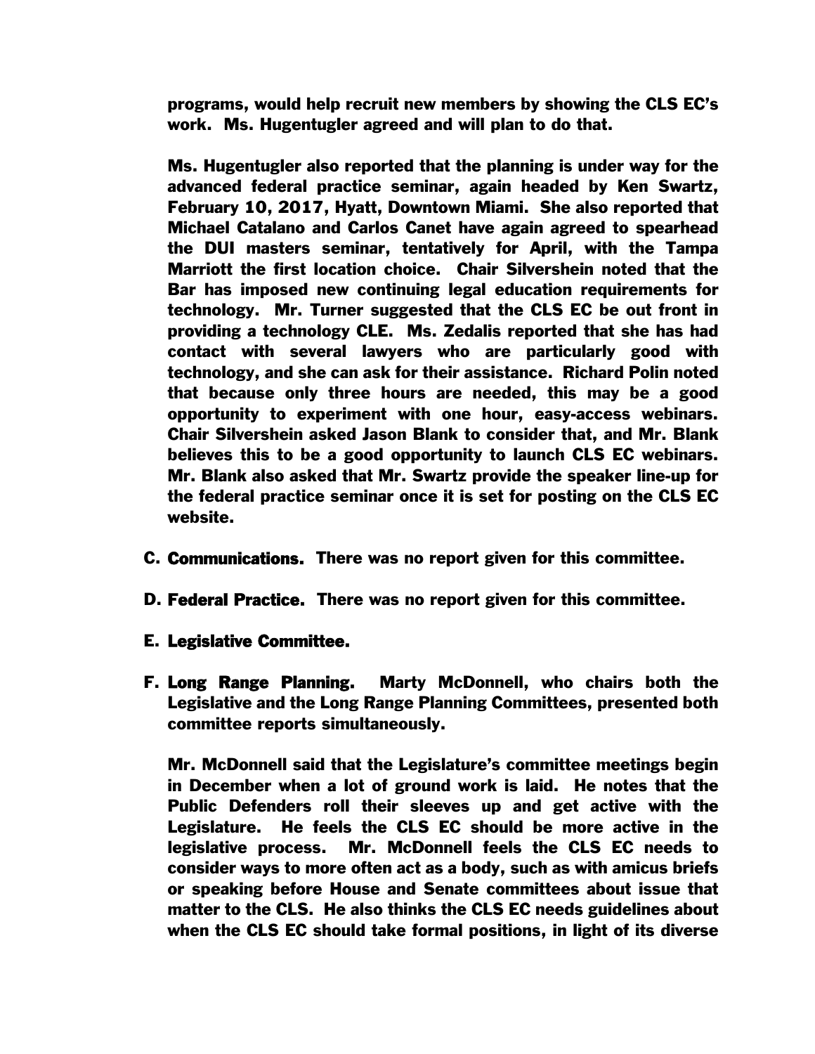programs, would help recruit new members by showing the CLS EC's work. Ms. Hugentugler agreed and will plan to do that.

Ms. Hugentugler also reported that the planning is under way for the advanced federal practice seminar, again headed by Ken Swartz, February 10, 2017, Hyatt, Downtown Miami. She also reported that Michael Catalano and Carlos Canet have again agreed to spearhead the DUI masters seminar, tentatively for April, with the Tampa Marriott the first location choice. Chair Silvershein noted that the Bar has imposed new continuing legal education requirements for technology. Mr. Turner suggested that the CLS EC be out front in providing a technology CLE. Ms. Zedalis reported that she has had contact with several lawyers who are particularly good with technology, and she can ask for their assistance. Richard Polin noted that because only three hours are needed, this may be a good opportunity to experiment with one hour, easy-access webinars. Chair Silvershein asked Jason Blank to consider that, and Mr. Blank believes this to be a good opportunity to launch CLS EC webinars. Mr. Blank also asked that Mr. Swartz provide the speaker line-up for the federal practice seminar once it is set for posting on the CLS EC website.

C. **Communications.** There was no report given for this committee.

D. **Federal Practice.** There was no report given for this committee.

E. **Legislative Committee.**

F. **Long Range Planning.** Marty McDonnell, who chairs both the Legislative and the Long Range Planning Committees, presented both committee reports simultaneously.

Mr. McDonnell said that the Legislature's committee meetings begin in December when a lot of ground work is laid. He notes that the Public Defenders roll their sleeves up and get active with the Legislature. He feels the CLS EC should be more active in the legislative process. Mr. McDonnell feels the CLS EC needs to consider ways to more often act as a body, such as with amicus briefs or speaking before House and Senate committees about issue that matter to the CLS. He also thinks the CLS EC needs guidelines about when the CLS EC should take formal positions, in light of its diverse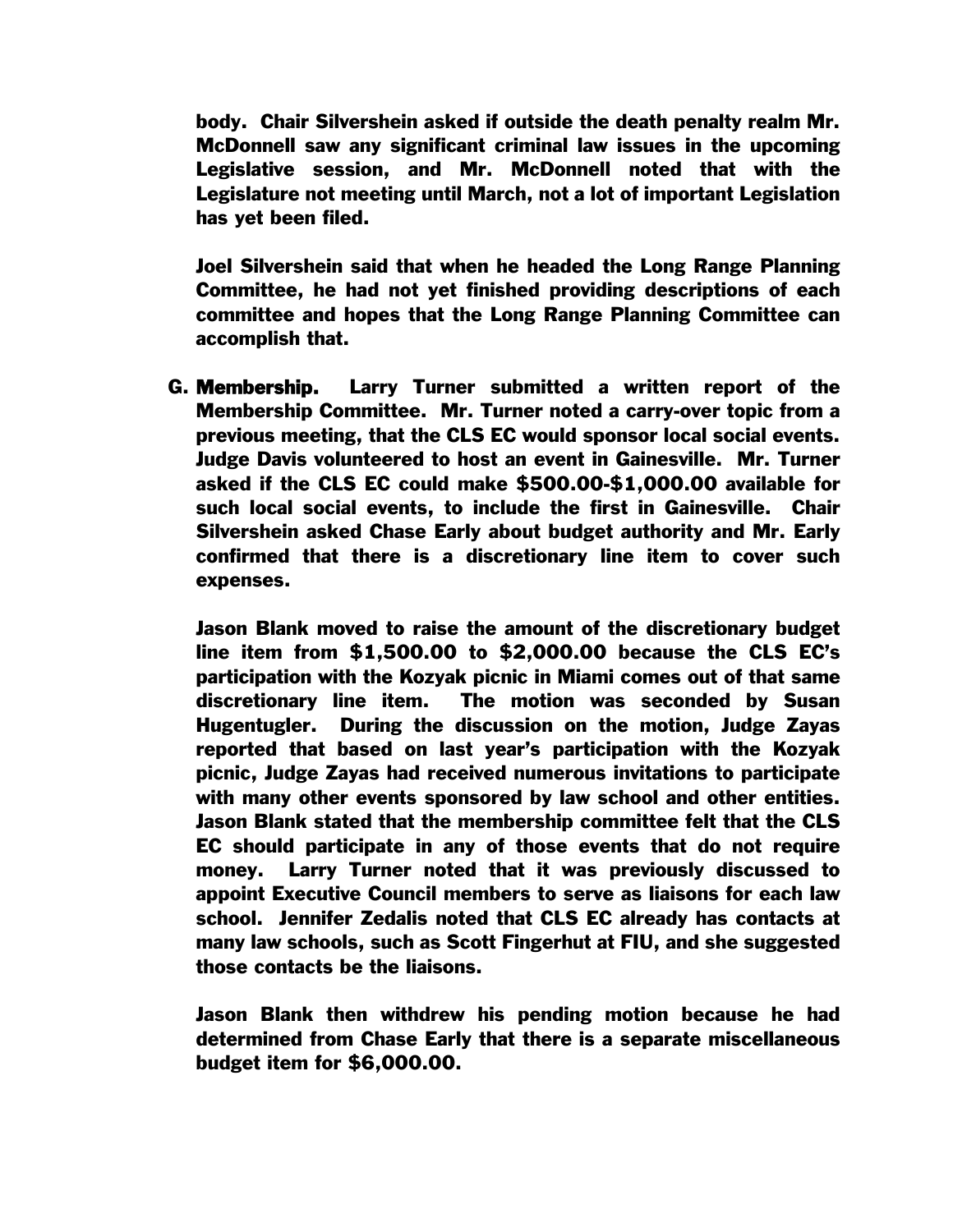body. Chair Silvershein asked if outside the death penalty realm Mr. McDonnell saw any significant criminal law issues in the upcoming Legislative session, and Mr. McDonnell noted that with the Legislature not meeting until March, not a lot of important Legislation has yet been filed.

Joel Silvershein said that when he headed the Long Range Planning Committee, he had not yet finished providing descriptions of each committee and hopes that the Long Range Planning Committee can accomplish that.

G. **Membership.** Larry Turner submitted a written report of the Membership Committee. Mr. Turner noted a carry-over topic from a previous meeting, that the CLS EC would sponsor local social events. Judge Davis volunteered to host an event in Gainesville. Mr. Turner asked if the CLS EC could make $500.00-$1,000.00 available for such local social events, to include the first in Gainesville. Chair Silvershein asked Chase Early about budget authority and Mr. Early confirmed that there is a discretionary line item to cover such expenses.

Jason Blank moved to raise the amount of the discretionary budget line item from $1,500.00 to $2,000.00 because the CLS EC's participation with the Kozyak picnic in Miami comes out of that same discretionary line item. The motion was seconded by Susan Hugentugler. During the discussion on the motion, Judge Zayas reported that based on last year's participation with the Kozyak picnic, Judge Zayas had received numerous invitations to participate with many other events sponsored by law school and other entities. Jason Blank stated that the membership committee felt that the CLS EC should participate in any of those events that do not require money. Larry Turner noted that it was previously discussed to appoint Executive Council members to serve as liaisons for each law school. Jennifer Zedalis noted that CLS EC already has contacts at many law schools, such as Scott Fingerhut at FIU, and she suggested those contacts be the liaisons.

Jason Blank then withdrew his pending motion because he had determined from Chase Early that there is a separate miscellaneous budget item for $6,000.00.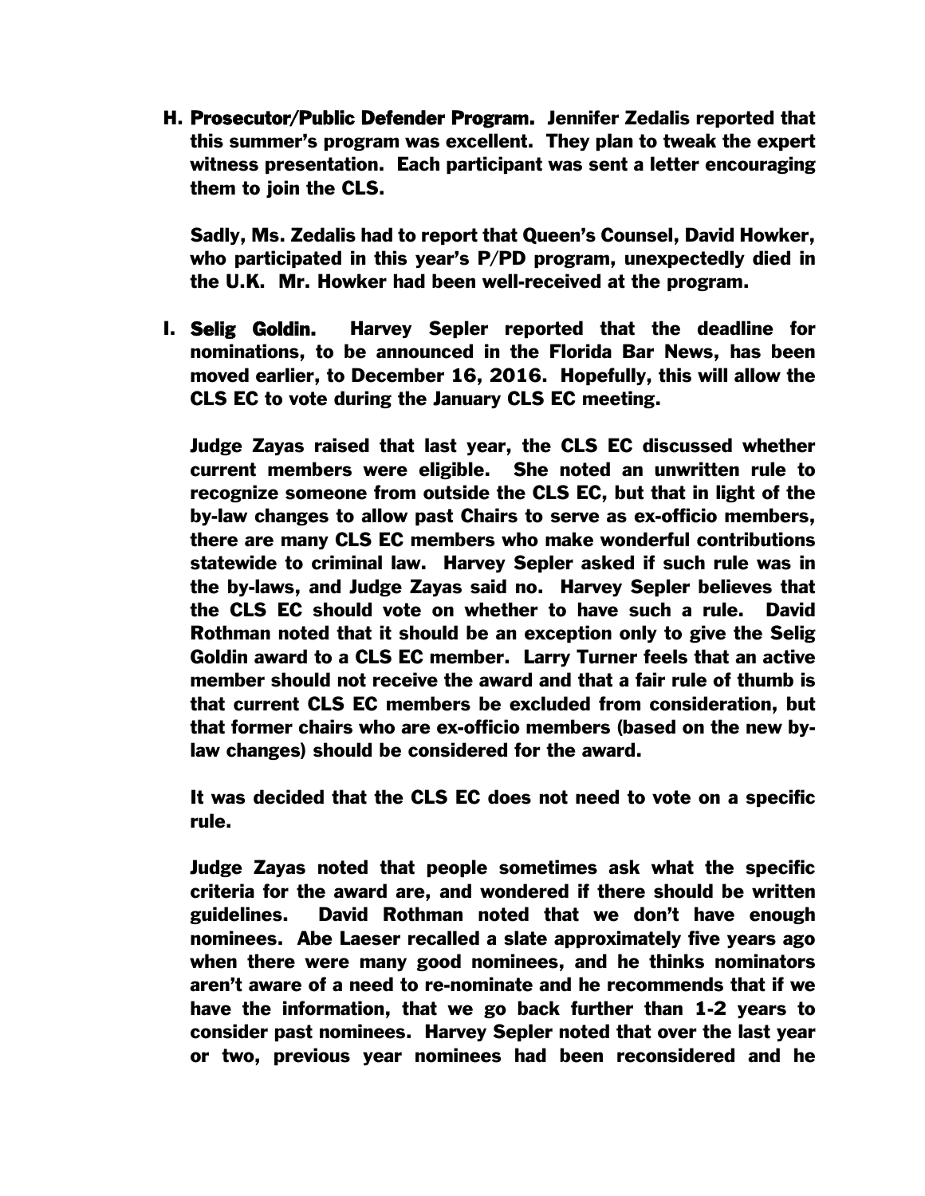H. **Prosecutor/Public Defender Program.** Jennifer Zedalis reported that this summer's program was excellent. They plan to tweak the expert witness presentation. Each participant was sent a letter encouraging them to join the CLS.

   Sadly, Ms. Zedalis had to report that Queen's Counsel, David Howker, who participated in this year's P/PD program, unexpectedly died in the U.K. Mr. Howker had been well-received at the program.

I. **Selig Goldin.** Harvey Sepler reported that the deadline for nominations, to be announced in the Florida Bar News, has been moved earlier, to December 16, 2016. Hopefully, this will allow the CLS EC to vote during the January CLS EC meeting.

   Judge Zayas raised that last year, the CLS EC discussed whether current members were eligible. She noted an unwritten rule to recognize someone from outside the CLS EC, but that in light of the by-law changes to allow past Chairs to serve as ex-officio members, there are many CLS EC members who make wonderful contributions statewide to criminal law. Harvey Sepler asked if such rule was in the by-laws, and Judge Zayas said no. Harvey Sepler believes that the CLS EC should vote on whether to have such a rule. David Rothman noted that it should be an exception only to give the Selig Goldin award to a CLS EC member. Larry Turner feels that an active member should not receive the award and that a fair rule of thumb is that current CLS EC members be excluded from consideration, but that former chairs who are ex-officio members (based on the new by-law changes) should be considered for the award.

   It was decided that the CLS EC does not need to vote on a specific rule.

   Judge Zayas noted that people sometimes ask what the specific criteria for the award are, and wondered if there should be written guidelines. David Rothman noted that we don't have enough nominees. Abe Laeser recalled a slate approximately five years ago when there were many good nominees, and he thinks nominators aren't aware of a need to re-nominate and he recommends that if we have the information, that we go back further than 1-2 years to consider past nominees. Harvey Sepler noted that over the last year or two, previous year nominees had been reconsidered and he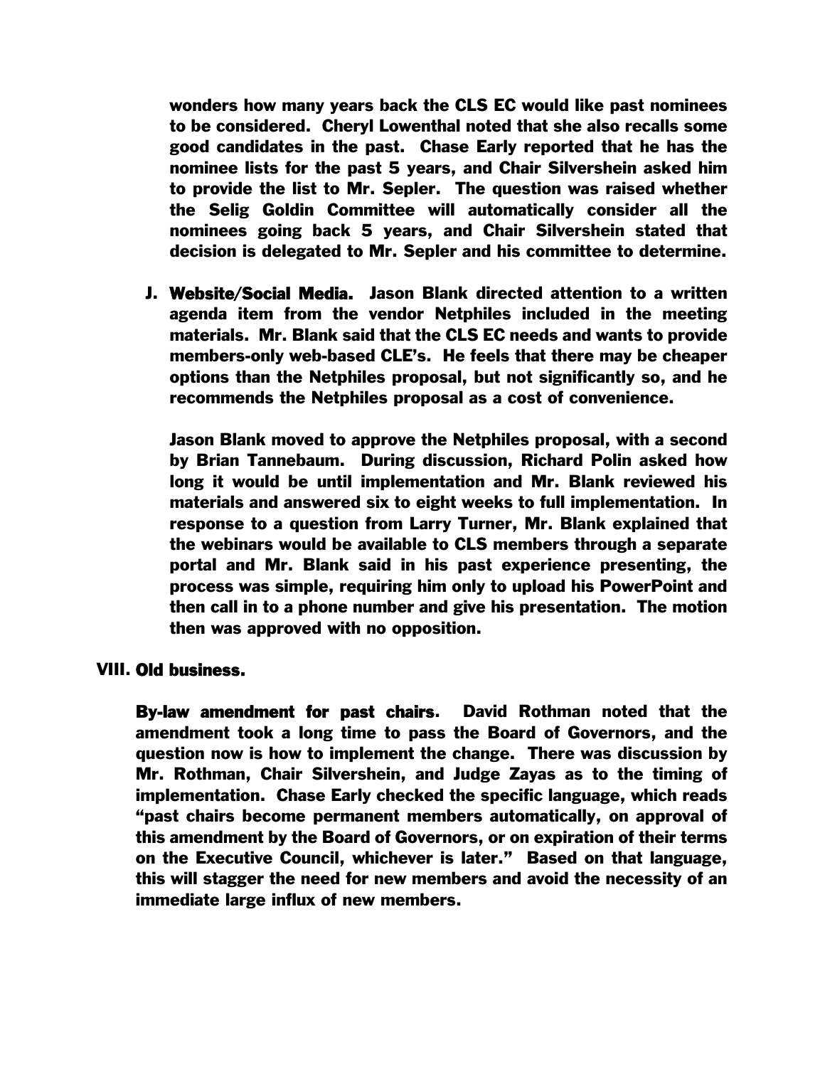wonders how many years back the CLS EC would like past nominees to be considered. Cheryl Lowenthal noted that she also recalls some good candidates in the past. Chase Early reported that he has the nominee lists for the past 5 years, and Chair Silvershein asked him to provide the list to Mr. Sepler. The question was raised whether the Selig Goldin Committee will automatically consider all the nominees going back 5 years, and Chair Silvershein stated that decision is delegated to Mr. Sepler and his committee to determine.

J. **Website/Social Media.** Jason Blank directed attention to a written agenda item from the vendor Netphiles included in the meeting materials. Mr. Blank said that the CLS EC needs and wants to provide members-only web-based CLE's. He feels that there may be cheaper options than the Netphiles proposal, but not significantly so, and he recommends the Netphiles proposal as a cost of convenience.

Jason Blank moved to approve the Netphiles proposal, with a second by Brian Tannebaum. During discussion, Richard Polin asked how long it would be until implementation and Mr. Blank reviewed his materials and answered six to eight weeks to full implementation. In response to a question from Larry Turner, Mr. Blank explained that the webinars would be available to CLS members through a separate portal and Mr. Blank said in his past experience presenting, the process was simple, requiring him only to upload his PowerPoint and then call in to a phone number and give his presentation. The motion then was approved with no opposition.

## VIII. Old business.

**By-law amendment for past chairs.** David Rothman noted that the amendment took a long time to pass the Board of Governors, and the question now is how to implement the change. There was discussion by Mr. Rothman, Chair Silvershein, and Judge Zayas as to the timing of implementation. Chase Early checked the specific language, which reads "past chairs become permanent members automatically, on approval of this amendment by the Board of Governors, or on expiration of their terms on the Executive Council, whichever is later." Based on that language, this will stagger the need for new members and avoid the necessity of an immediate large influx of new members.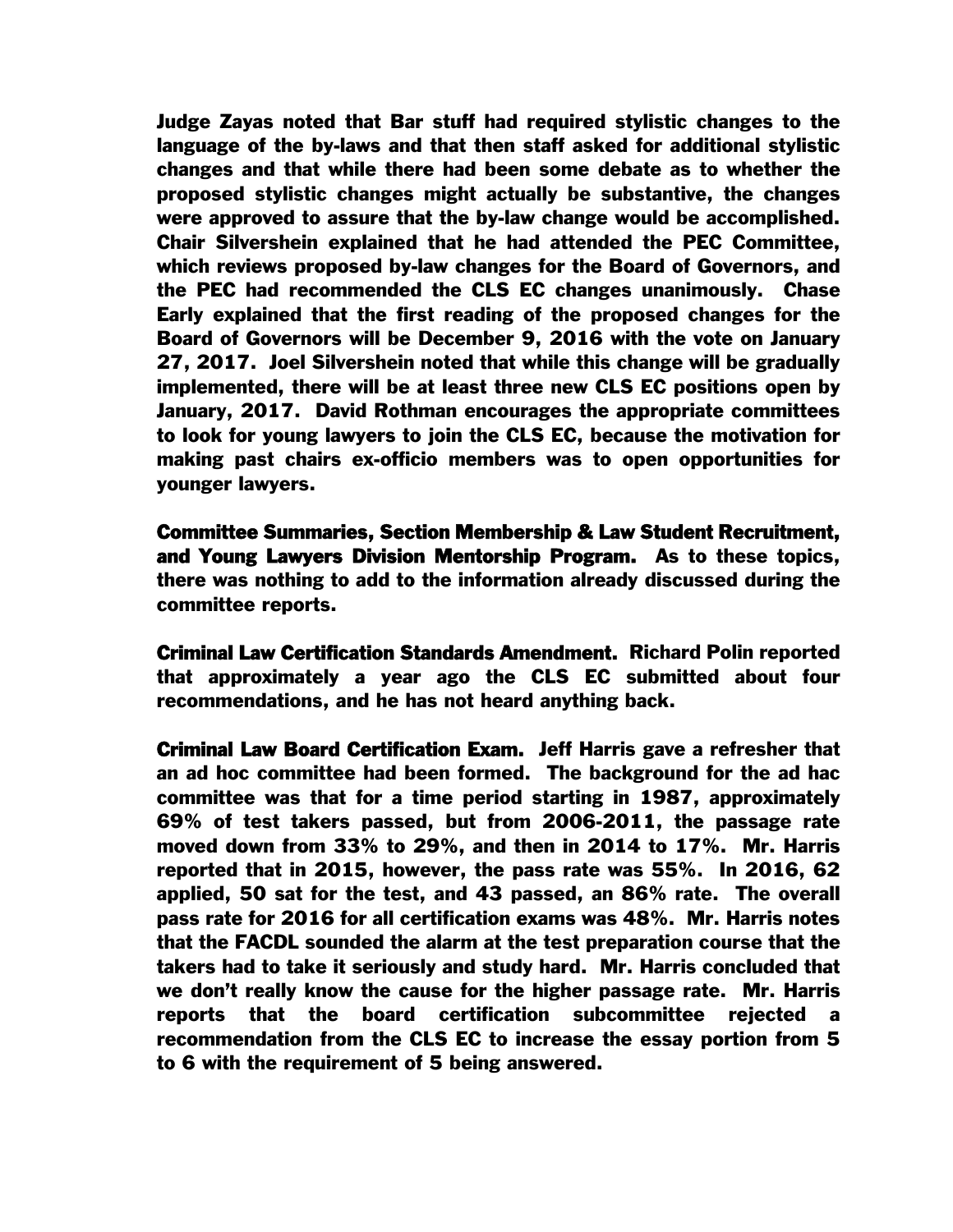Judge Zayas noted that Bar stuff had required stylistic changes to the language of the by-laws and that then staff asked for additional stylistic changes and that while there had been some debate as to whether the proposed stylistic changes might actually be substantive, the changes were approved to assure that the by-law change would be accomplished. Chair Silvershein explained that he had attended the PEC Committee, which reviews proposed by-law changes for the Board of Governors, and the PEC had recommended the CLS EC changes unanimously. Chase Early explained that the first reading of the proposed changes for the Board of Governors will be December 9, 2016 with the vote on January 27, 2017. Joel Silvershein noted that while this change will be gradually implemented, there will be at least three new CLS EC positions open by January, 2017. David Rothman encourages the appropriate committees to look for young lawyers to join the CLS EC, because the motivation for making past chairs ex-officio members was to open opportunities for younger lawyers.

**Committee Summaries, Section Membership & Law Student Recruitment, and Young Lawyers Division Mentorship Program.** As to these topics, there was nothing to add to the information already discussed during the committee reports.

**Criminal Law Certification Standards Amendment.** Richard Polin reported that approximately a year ago the CLS EC submitted about four recommendations, and he has not heard anything back.

**Criminal Law Board Certification Exam.** Jeff Harris gave a refresher that an ad hoc committee had been formed. The background for the ad hac committee was that for a time period starting in 1987, approximately 69% of test takers passed, but from 2006-2011, the passage rate moved down from 33% to 29%, and then in 2014 to 17%. Mr. Harris reported that in 2015, however, the pass rate was 55%. In 2016, 62 applied, 50 sat for the test, and 43 passed, an 86% rate. The overall pass rate for 2016 for all certification exams was 48%. Mr. Harris notes that the FACDL sounded the alarm at the test preparation course that the takers had to take it seriously and study hard. Mr. Harris concluded that we don't really know the cause for the higher passage rate. Mr. Harris reports that the board certification subcommittee rejected a recommendation from the CLS EC to increase the essay portion from 5 to 6 with the requirement of 5 being answered.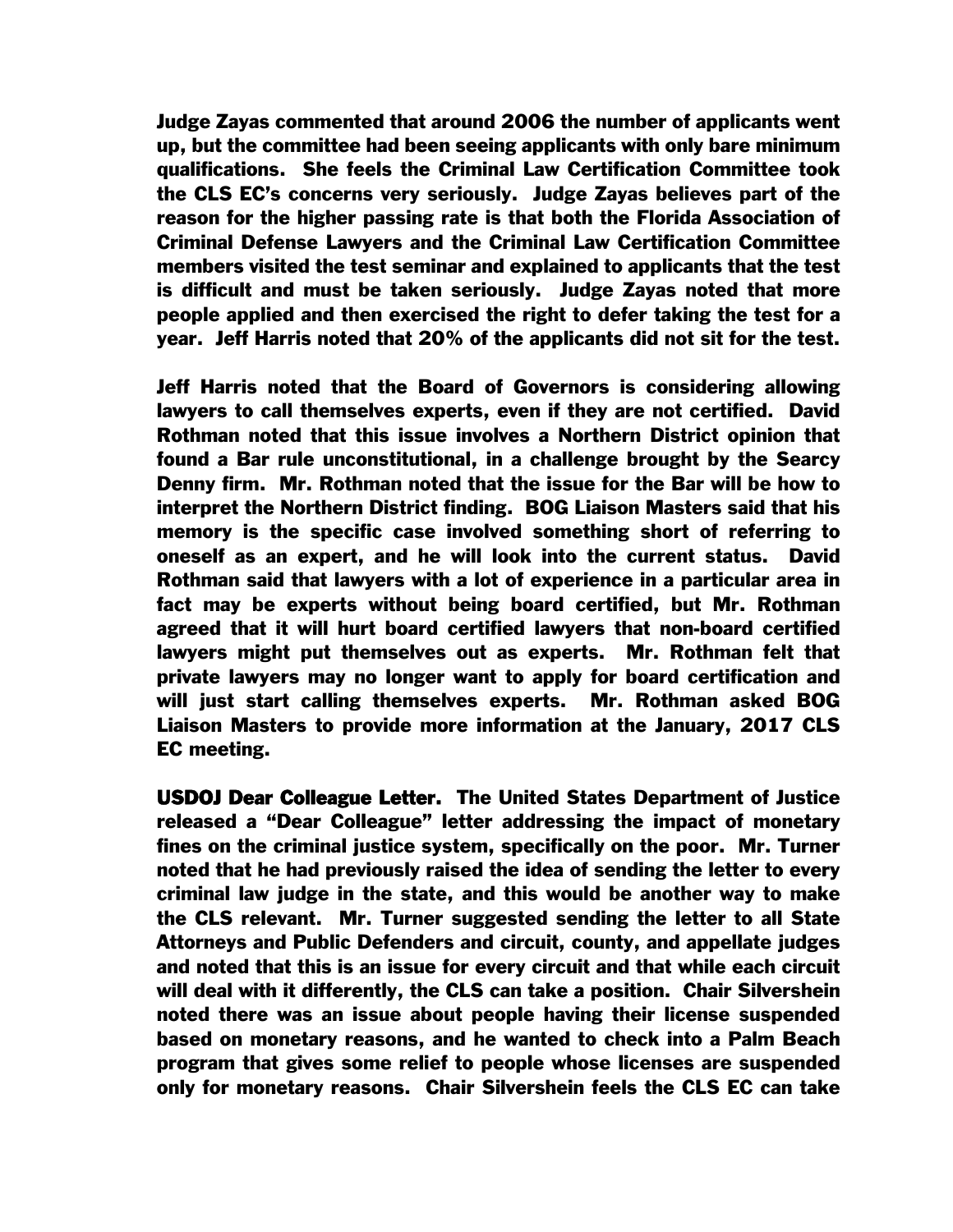Judge Zayas commented that around 2006 the number of applicants went up, but the committee had been seeing applicants with only bare minimum qualifications. She feels the Criminal Law Certification Committee took the CLS EC's concerns very seriously. Judge Zayas believes part of the reason for the higher passing rate is that both the Florida Association of Criminal Defense Lawyers and the Criminal Law Certification Committee members visited the test seminar and explained to applicants that the test is difficult and must be taken seriously. Judge Zayas noted that more people applied and then exercised the right to defer taking the test for a year. Jeff Harris noted that 20% of the applicants did not sit for the test.

Jeff Harris noted that the Board of Governors is considering allowing lawyers to call themselves experts, even if they are not certified. David Rothman noted that this issue involves a Northern District opinion that found a Bar rule unconstitutional, in a challenge brought by the Searcy Denny firm. Mr. Rothman noted that the issue for the Bar will be how to interpret the Northern District finding. BOG Liaison Masters said that his memory is the specific case involved something short of referring to oneself as an expert, and he will look into the current status. David Rothman said that lawyers with a lot of experience in a particular area in fact may be experts without being board certified, but Mr. Rothman agreed that it will hurt board certified lawyers that non-board certified lawyers might put themselves out as experts. Mr. Rothman felt that private lawyers may no longer want to apply for board certification and will just start calling themselves experts. Mr. Rothman asked BOG Liaison Masters to provide more information at the January, 2017 CLS EC meeting.

**USDOJ Dear Colleague Letter.** The United States Department of Justice released a "Dear Colleague" letter addressing the impact of monetary fines on the criminal justice system, specifically on the poor. Mr. Turner noted that he had previously raised the idea of sending the letter to every criminal law judge in the state, and this would be another way to make the CLS relevant. Mr. Turner suggested sending the letter to all State Attorneys and Public Defenders and circuit, county, and appellate judges and noted that this is an issue for every circuit and that while each circuit will deal with it differently, the CLS can take a position. Chair Silvershein noted there was an issue about people having their license suspended based on monetary reasons, and he wanted to check into a Palm Beach program that gives some relief to people whose licenses are suspended only for monetary reasons. Chair Silvershein feels the CLS EC can take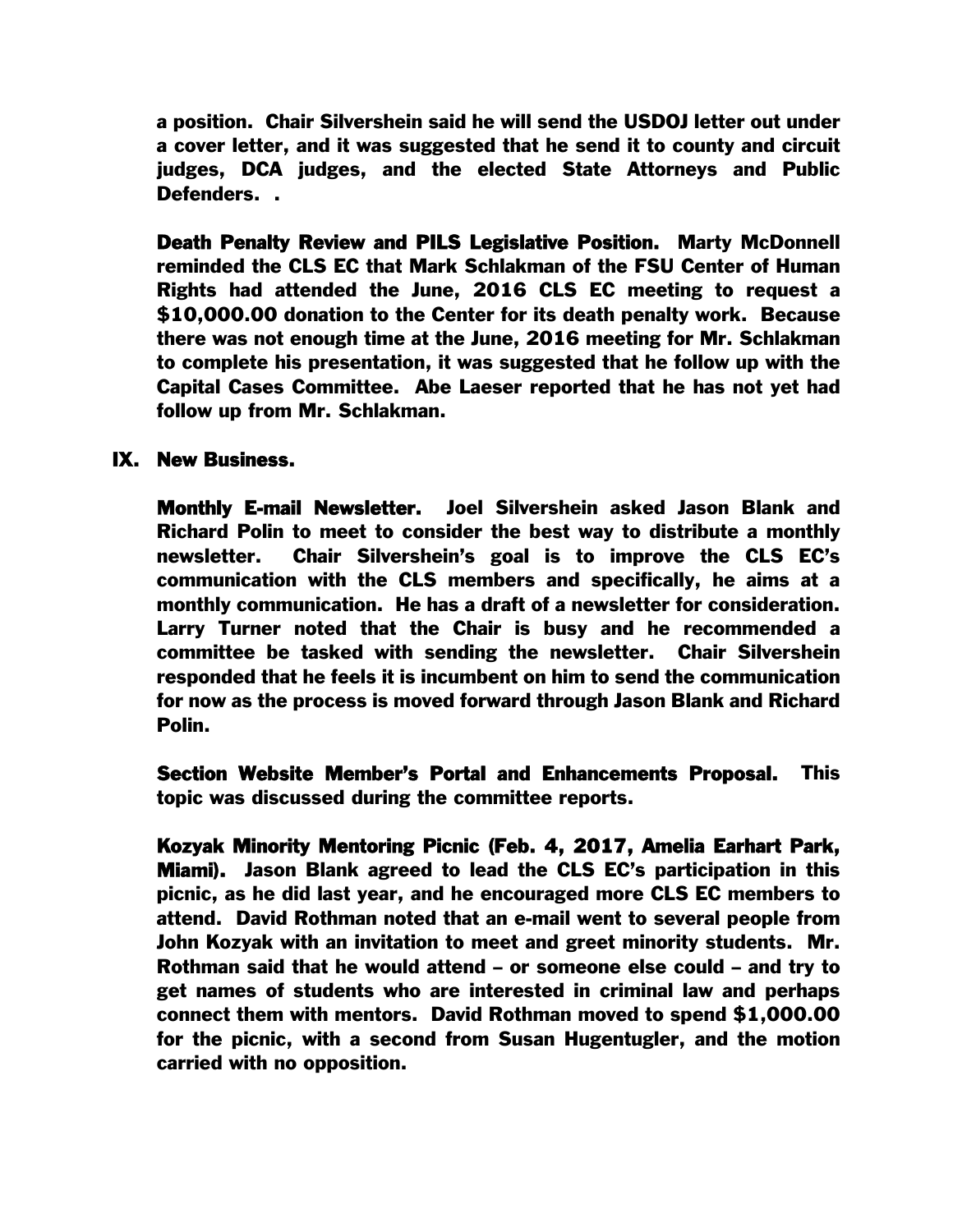a position. Chair Silvershein said he will send the USDOJ letter out under a cover letter, and it was suggested that he send it to county and circuit judges, DCA judges, and the elected State Attorneys and Public Defenders. .

**Death Penalty Review and PILS Legislative Position.** Marty McDonnell reminded the CLS EC that Mark Schlakman of the FSU Center of Human Rights had attended the June, 2016 CLS EC meeting to request a \$10,000.00 donation to the Center for its death penalty work. Because there was not enough time at the June, 2016 meeting for Mr. Schlakman to complete his presentation, it was suggested that he follow up with the Capital Cases Committee. Abe Laeser reported that he has not yet had follow up from Mr. Schlakman.

## IX. New Business.

**Monthly E-mail Newsletter.** Joel Silvershein asked Jason Blank and Richard Polin to meet to consider the best way to distribute a monthly newsletter. Chair Silvershein's goal is to improve the CLS EC's communication with the CLS members and specifically, he aims at a monthly communication. He has a draft of a newsletter for consideration. Larry Turner noted that the Chair is busy and he recommended a committee be tasked with sending the newsletter. Chair Silvershein responded that he feels it is incumbent on him to send the communication for now as the process is moved forward through Jason Blank and Richard Polin.

**Section Website Member's Portal and Enhancements Proposal.** This topic was discussed during the committee reports.

**Kozyak Minority Mentoring Picnic (Feb. 4, 2017, Amelia Earhart Park, Miami).** Jason Blank agreed to lead the CLS EC's participation in this picnic, as he did last year, and he encouraged more CLS EC members to attend. David Rothman noted that an e-mail went to several people from John Kozyak with an invitation to meet and greet minority students. Mr. Rothman said that he would attend – or someone else could – and try to get names of students who are interested in criminal law and perhaps connect them with mentors. David Rothman moved to spend \$1,000.00 for the picnic, with a second from Susan Hugentugler, and the motion carried with no opposition.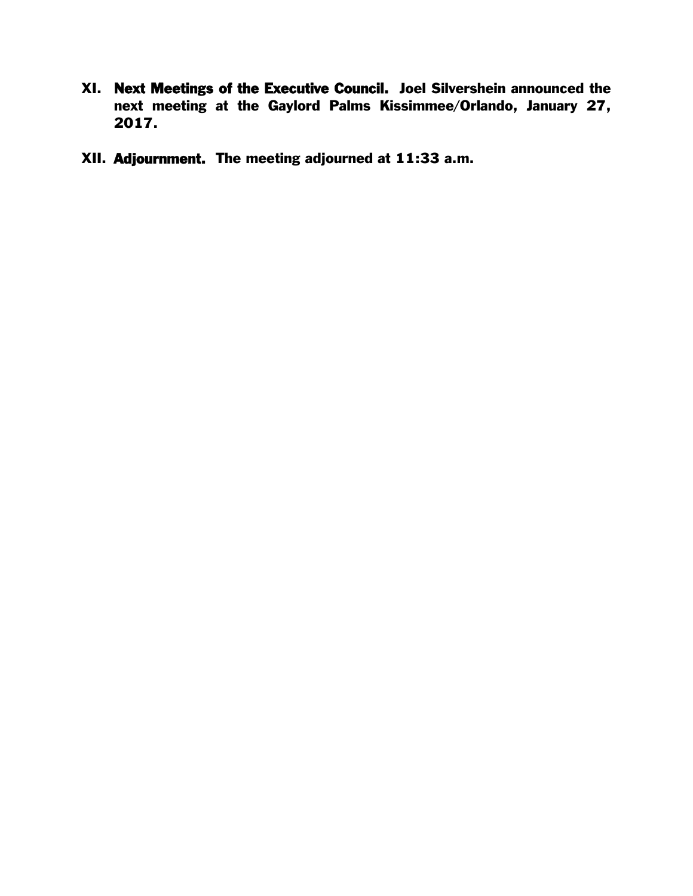XI. **Next Meetings of the Executive Council.** Joel Silvershein announced the next meeting at the Gaylord Palms Kissimmee/Orlando, January 27, 2017.

XII. **Adjournment.** The meeting adjourned at 11:33 a.m.